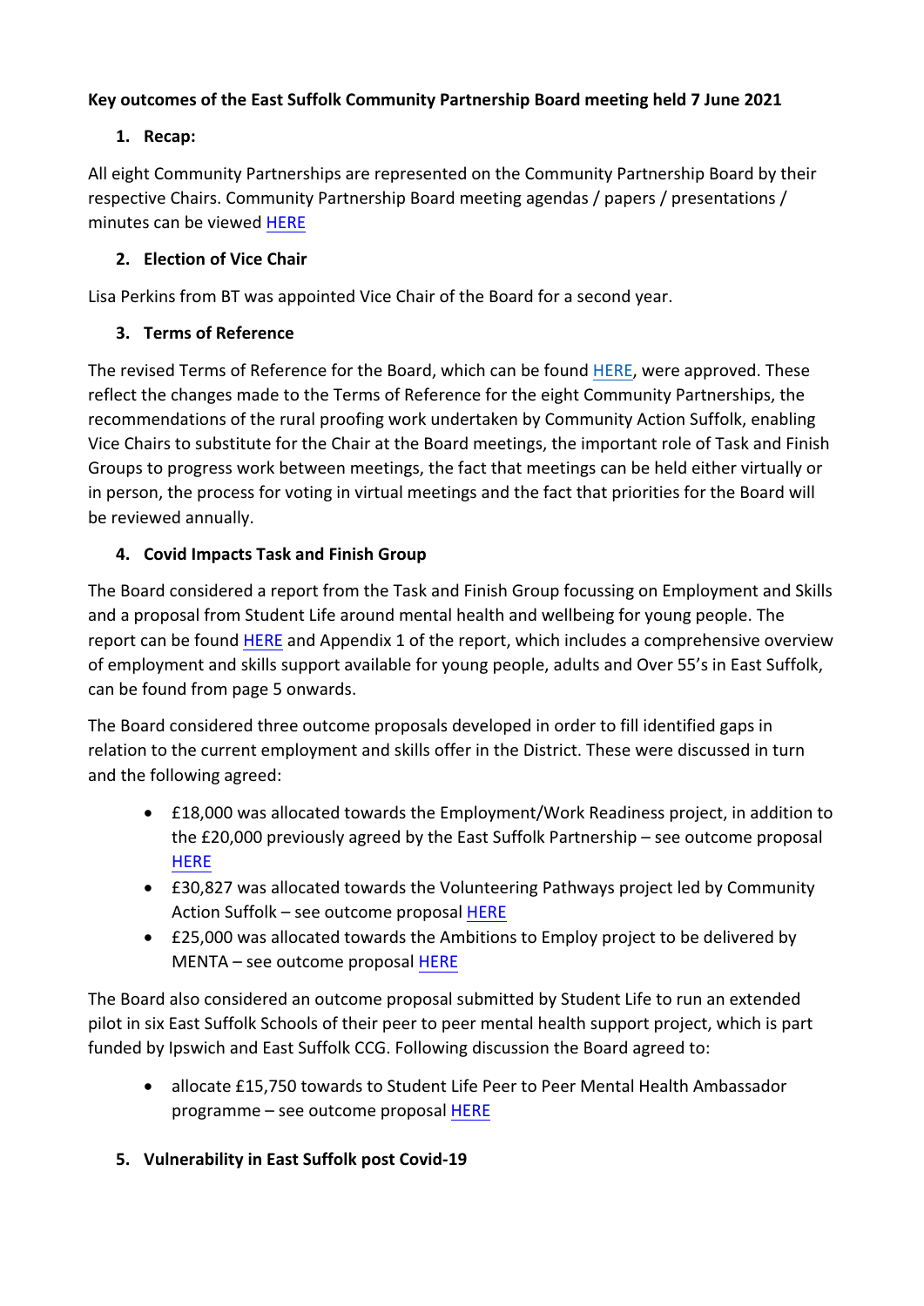**Key outcomes of the East Suffolk Community Partnership Board meeting held 7 June 2021**

1. **Recap:**

All eight Community Partnerships are represented on the Community Partnership Board by their respective Chairs. Community Partnership Board meeting agendas / papers / presentations / minutes can be viewed HERE

2. **Election of Vice Chair**

Lisa Perkins from BT was appointed Vice Chair of the Board for a second year.

3. **Terms of Reference**

The revised Terms of Reference for the Board, which can be found HERE, were approved. These reflect the changes made to the Terms of Reference for the eight Community Partnerships, the recommendations of the rural proofing work undertaken by Community Action Suffolk, enabling Vice Chairs to substitute for the Chair at the Board meetings, the important role of Task and Finish Groups to progress work between meetings, the fact that meetings can be held either virtually or in person, the process for voting in virtual meetings and the fact that priorities for the Board will be reviewed annually.

4. **Covid Impacts Task and Finish Group**

The Board considered a report from the Task and Finish Group focussing on Employment and Skills and a proposal from Student Life around mental health and wellbeing for young people. The report can be found HERE and Appendix 1 of the report, which includes a comprehensive overview of employment and skills support available for young people, adults and Over 55's in East Suffolk, can be found from page 5 onwards.

The Board considered three outcome proposals developed in order to fill identified gaps in relation to the current employment and skills offer in the District. These were discussed in turn and the following agreed:

- £18,000 was allocated towards the Employment/Work Readiness project, in addition to the £20,000 previously agreed by the East Suffolk Partnership – see outcome proposal HERE
- £30,827 was allocated towards the Volunteering Pathways project led by Community Action Suffolk – see outcome proposal HERE
- £25,000 was allocated towards the Ambitions to Employ project to be delivered by MENTA – see outcome proposal HERE

The Board also considered an outcome proposal submitted by Student Life to run an extended pilot in six East Suffolk Schools of their peer to peer mental health support project, which is part funded by Ipswich and East Suffolk CCG. Following discussion the Board agreed to:

- allocate £15,750 towards to Student Life Peer to Peer Mental Health Ambassador programme – see outcome proposal HERE

5. **Vulnerability in East Suffolk post Covid-19**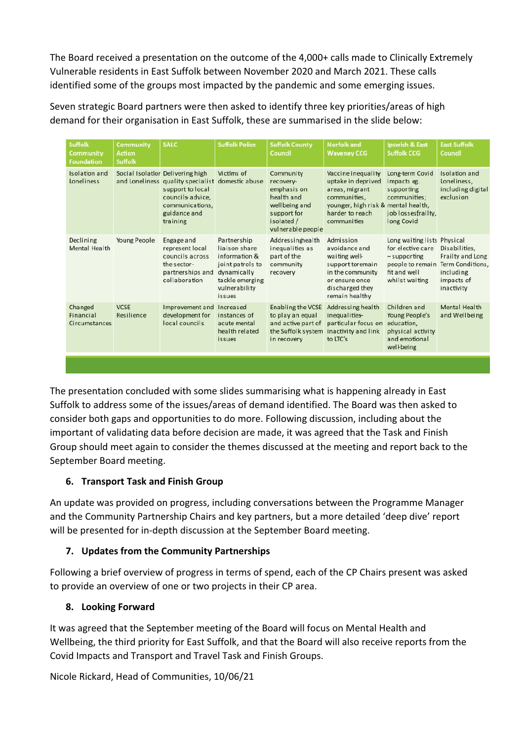The Board received a presentation on the outcome of the 4,000+ calls made to Clinically Extremely Vulnerable residents in East Suffolk between November 2020 and March 2021. These calls identified some of the groups most impacted by the pandemic and some emerging issues.

Seven strategic Board partners were then asked to identify three key priorities/areas of high demand for their organisation in East Suffolk, these are summarised in the slide below:

| Suffolk Community Foundation | Community Action Suffolk | SALC | Suffolk Police | Suffolk County Council | Norfolk and Waveney CCG | Ipswich & East Suffolk CCG | East Suffolk Council |
|---|---|---|---|---|---|---|---|
| Isolation and Loneliness | Social Isolation and Loneliness | Delivering high quality specialist support to local councils-advice, communications, guidance and training | Victims of domestic abuse | Community recovery-emphasis on health and wellbeing and support for isolated / vulnerable people | Vaccine inequality uptake in deprived areas, migrant communities, younger, high risk & harder to reach communities | Long-term Covid impacts eg. supporting communities; mental health, job lossesfrailty, long Covid | Isolation and Loneliness, including digital exclusion |
| Declining Mental Health | Young People | Engage and represent local councils across the sector-partnerships and collaboration | Partnership liaison share information & joint patrols to dynamically tackle emerging vulnerability issues | Addressinghealth inequalities as part of the community recovery | Admission avoidance and waiting well-support toremain in the community or ensure once discharged they remain healthy | Long waiting lists for elective care – supporting people to remain fit and well whilst waiting | Physical Disabilities, Frailty and Long Term Conditions, including impacts of inactivity |
| Changed Financial Circumstances | VCSE Resilience | Improvement and development for local councils | Increased instances of acute mental health related issues | Enabling the VCSE to play an equal and active part of the Suffolk system in recovery | Addressing health inequalities-particular focus on inactivity and link to LTC's | Children and Young People's education, physical activity and emotional well-being | Mental Health and Wellbeing |

The presentation concluded with some slides summarising what is happening already in East Suffolk to address some of the issues/areas of demand identified. The Board was then asked to consider both gaps and opportunities to do more. Following discussion, including about the important of validating data before decision are made, it was agreed that the Task and Finish Group should meet again to consider the themes discussed at the meeting and report back to the September Board meeting.

## 6. Transport Task and Finish Group

An update was provided on progress, including conversations between the Programme Manager and the Community Partnership Chairs and key partners, but a more detailed 'deep dive' report will be presented for in-depth discussion at the September Board meeting.

## 7. Updates from the Community Partnerships

Following a brief overview of progress in terms of spend, each of the CP Chairs present was asked to provide an overview of one or two projects in their CP area.

## 8. Looking Forward

It was agreed that the September meeting of the Board will focus on Mental Health and Wellbeing, the third priority for East Suffolk, and that the Board will also receive reports from the Covid Impacts and Transport and Travel Task and Finish Groups.

Nicole Rickard, Head of Communities, 10/06/21